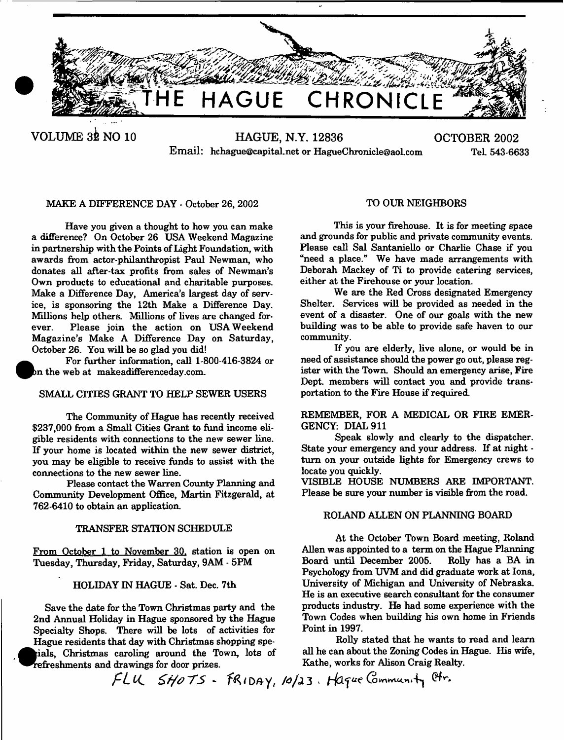# THE HAGUE CHRONICLE

VOLUME 32 NO 10 — HAGUE, N.Y. 12836 — OCTOBER 2002

Email: hchague@capital.net or HagueChronicle@aol.com — Tel. 543-6633

## MAKE A DIFFERENCE DAY - October 26, 2002

Have you given a thought to how you can make a difference? On October 26 USA Weekend Magazine in partnership with the Points of Light Foundation, with awards from actor-philanthropist Paul Newman, who donates all after-tax profits from sales of Newman's Own products to educational and charitable purposes. Make a Difference Day, America's largest day of service, is sponsoring the 12th Make a Difference Day. Millions help others. Millions of lives are changed forever. Please join the action on USA Weekend Magazine's Make A Difference Day on Saturday, October 26. You will be so glad you did!

For further information, call 1-800-416-3824 or on the web at makeadifferenceday.com.

## SMALL CITIES GRANT TO HELP SEWER USERS

The Community of Hague has recently received \$237,000 from a Small Cities Grant to fund income eligible residents with connections to the new sewer line. If your home is located within the new sewer district, you may be eligible to receive funds to assist with the connections to the new sewer line.

Please contact the Warren County Planning and Community Development Office, Martin Fitzgerald, at 762-6410 to obtain an application.

## TRANSFER STATION SCHEDULE

From October 1 to November 30, station is open on Tuesday, Thursday, Friday, Saturday, 9AM - 5PM

## HOLIDAY IN HAGUE - Sat. Dec. 7th

Save the date for the Town Christmas party and the 2nd Annual Holiday in Hague sponsored by the Hague Specialty Shops. There will be lots of activities for Hague residents that day with Christmas shopping specials, Christmas caroling around the Town, lots of refreshments and drawings for door prizes.

## TO OUR NEIGHBORS

This is your firehouse. It is for meeting space and grounds for public and private community events. Please call Sal Santaniello or Charlie Chase if you "need a place." We have made arrangements with Deborah Mackey of Ti to provide catering services, either at the Firehouse or your location.

We are the Red Cross designated Emergency Shelter. Services will be provided as needed in the event of a disaster. One of our goals with the new building was to be able to provide safe haven to our community.

If you are elderly, live alone, or would be in need of assistance should the power go out, please register with the Town. Should an emergency arise, Fire Dept. members will contact you and provide transportation to the Fire House if required.

REMEMBER, FOR A MEDICAL OR FIRE EMERGENCY: DIAL 911

Speak slowly and clearly to the dispatcher. State your emergency and your address. If at night - turn on your outside lights for Emergency crews to locate you quickly.

VISIBLE HOUSE NUMBERS ARE IMPORTANT. Please be sure your number is visible from the road.

## ROLAND ALLEN ON PLANNING BOARD

At the October Town Board meeting, Roland Allen was appointed to a term on the Hague Planning Board until December 2005. Rolly has a BA in Psychology from UVM and did graduate work at Iona, University of Michigan and University of Nebraska. He is an executive search consultant for the consumer products industry. He had some experience with the Town Codes when building his own home in Friends Point in 1997.

Rolly stated that he wants to read and learn all he can about the Zoning Codes in Hague. His wife, Kathe, works for Alison Craig Realty.

FLU SHOTS - FRIDAY, 10/23. Hague Community Ctr.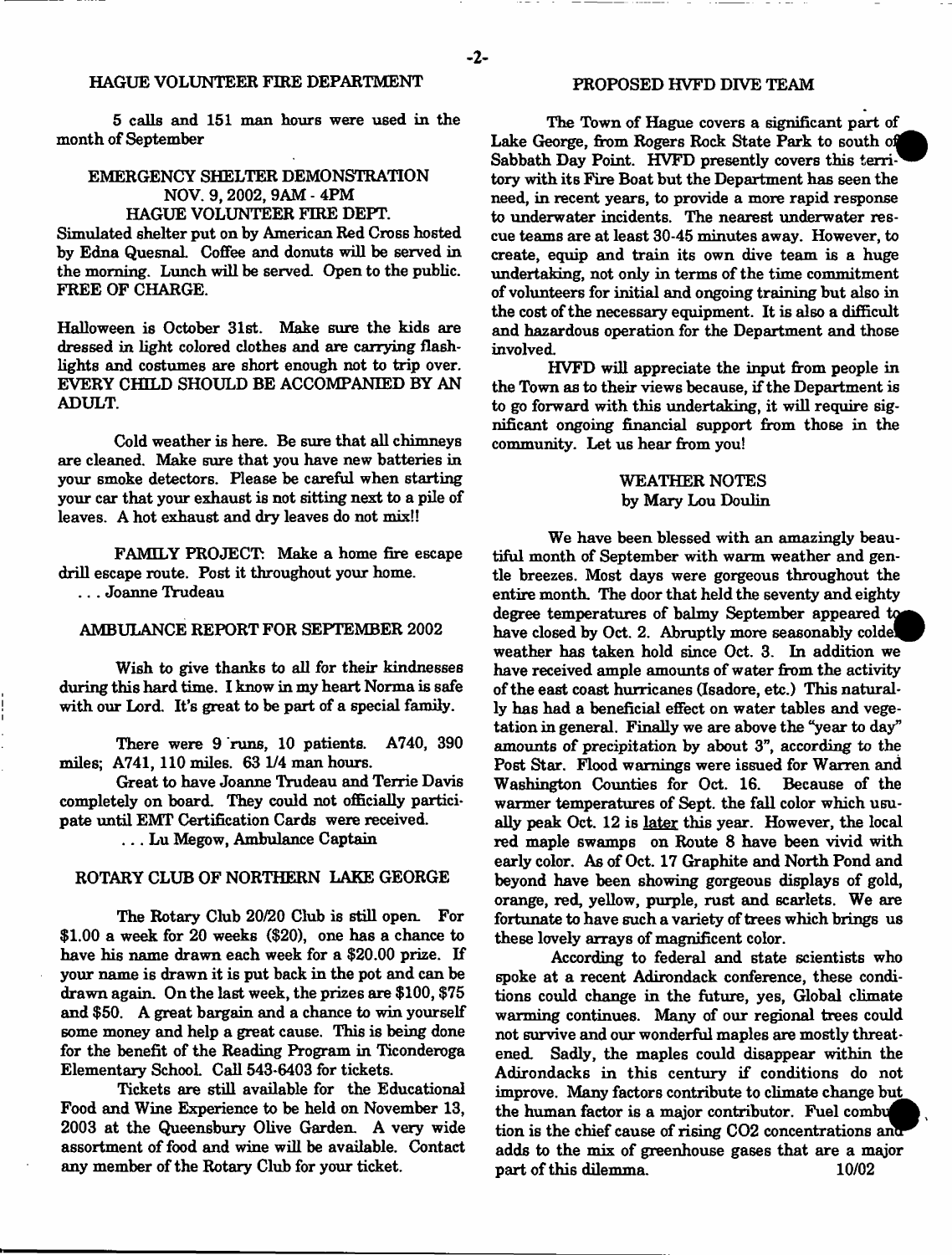## HAGUE VOLUNTEER FIRE DEPARTMENT

5 calls and 151 man hours were used in the month of September

### EMERGENCY SHELTER DEMONSTRATION NOV. 9, 2002, 9AM - 4PM HAGUE VOLUNTEER FIRE DEPT.

Simulated shelter put on by American Red Cross hosted by Edna Quesnal. Coffee and donuts will be served in the morning. Lunch will be served. Open to the public. FREE OF CHARGE.

Halloween is October 31st. Make sure the kids are dressed in light colored clothes and are carrying flashlights and costumes are short enough not to trip over. EVERY CHILD SHOULD BE ACCOMPANIED BY AN ADULT.

Cold weather is here. Be sure that all chimneys are cleaned. Make sure that you have new batteries in your smoke detectors. Please be careful when starting your car that your exhaust is not sitting next to a pile of leaves. A hot exhaust and dry leaves do not mix!!

FAMILY PROJECT: Make a home fire escape drill escape route. Post it throughout your home.

. . . Joanne Trudeau

## AMBULANCE REPORT FOR SEPTEMBER 2002

Wish to give thanks to all for their kindnesses during this hard time. I know in my heart Norma is safe with our Lord. It's great to be part of a special family.

There were 9 runs, 10 patients. A740, 390 miles; A741, 110 miles. 63 1/4 man hours.

Great to have Joanne Trudeau and Terrie Davis completely on board. They could not officially participate until EMT Certification Cards were received.

. . . Lu Megow, Ambulance Captain

## ROTARY CLUB OF NORTHERN LAKE GEORGE

The Rotary Club 20/20 Club is still open. For $1.00 a week for 20 weeks ($20), one has a chance to have his name drawn each week for a $20.00 prize. If your name is drawn it is put back in the pot and can be drawn again. On the last week, the prizes are $100, $75 and $50. A great bargain and a chance to win yourself some money and help a great cause. This is being done for the benefit of the Reading Program in Ticonderoga Elementary School. Call 543-6403 for tickets.

Tickets are still available for the Educational Food and Wine Experience to be held on November 13, 2003 at the Queensbury Olive Garden. A very wide assortment of food and wine will be available. Contact any member of the Rotary Club for your ticket.

## PROPOSED HVFD DIVE TEAM

The Town of Hague covers a significant part of Lake George, from Rogers Rock State Park to south of Sabbath Day Point. HVFD presently covers this territory with its Fire Boat but the Department has seen the need, in recent years, to provide a more rapid response to underwater incidents. The nearest underwater rescue teams are at least 30-45 minutes away. However, to create, equip and train its own dive team is a huge undertaking, not only in terms of the time commitment of volunteers for initial and ongoing training but also in the cost of the necessary equipment. It is also a difficult and hazardous operation for the Department and those involved.

HVFD will appreciate the input from people in the Town as to their views because, if the Department is to go forward with this undertaking, it will require significant ongoing financial support from those in the community. Let us hear from you!

## WEATHER NOTES
### by Mary Lou Doulin

We have been blessed with an amazingly beautiful month of September with warm weather and gentle breezes. Most days were gorgeous throughout the entire month. The door that held the seventy and eighty degree temperatures of balmy September appeared to have closed by Oct. 2. Abruptly more seasonably colder weather has taken hold since Oct. 3. In addition we have received ample amounts of water from the activity of the east coast hurricanes (Isadore, etc.) This naturally has had a beneficial effect on water tables and vegetation in general. Finally we are above the "year to day" amounts of precipitation by about 3", according to the Post Star. Flood warnings were issued for Warren and Washington Counties for Oct. 16. Because of the warmer temperatures of Sept. the fall color which usually peak Oct. 12 is later this year. However, the local red maple swamps on Route 8 have been vivid with early color. As of Oct. 17 Graphite and North Pond and beyond have been showing gorgeous displays of gold, orange, red, yellow, purple, rust and scarlets. We are fortunate to have such a variety of trees which brings us these lovely arrays of magnificent color.

According to federal and state scientists who spoke at a recent Adirondack conference, these conditions could change in the future, yes, Global climate warming continues. Many of our regional trees could not survive and our wonderful maples are mostly threatened. Sadly, the maples could disappear within the Adirondacks in this century if conditions do not improve. Many factors contribute to climate change but the human factor is a major contributor. Fuel combustion is the chief cause of rising $CO_2$ concentrations and adds to the mix of greenhouse gases that are a major part of this dilemma. 10/02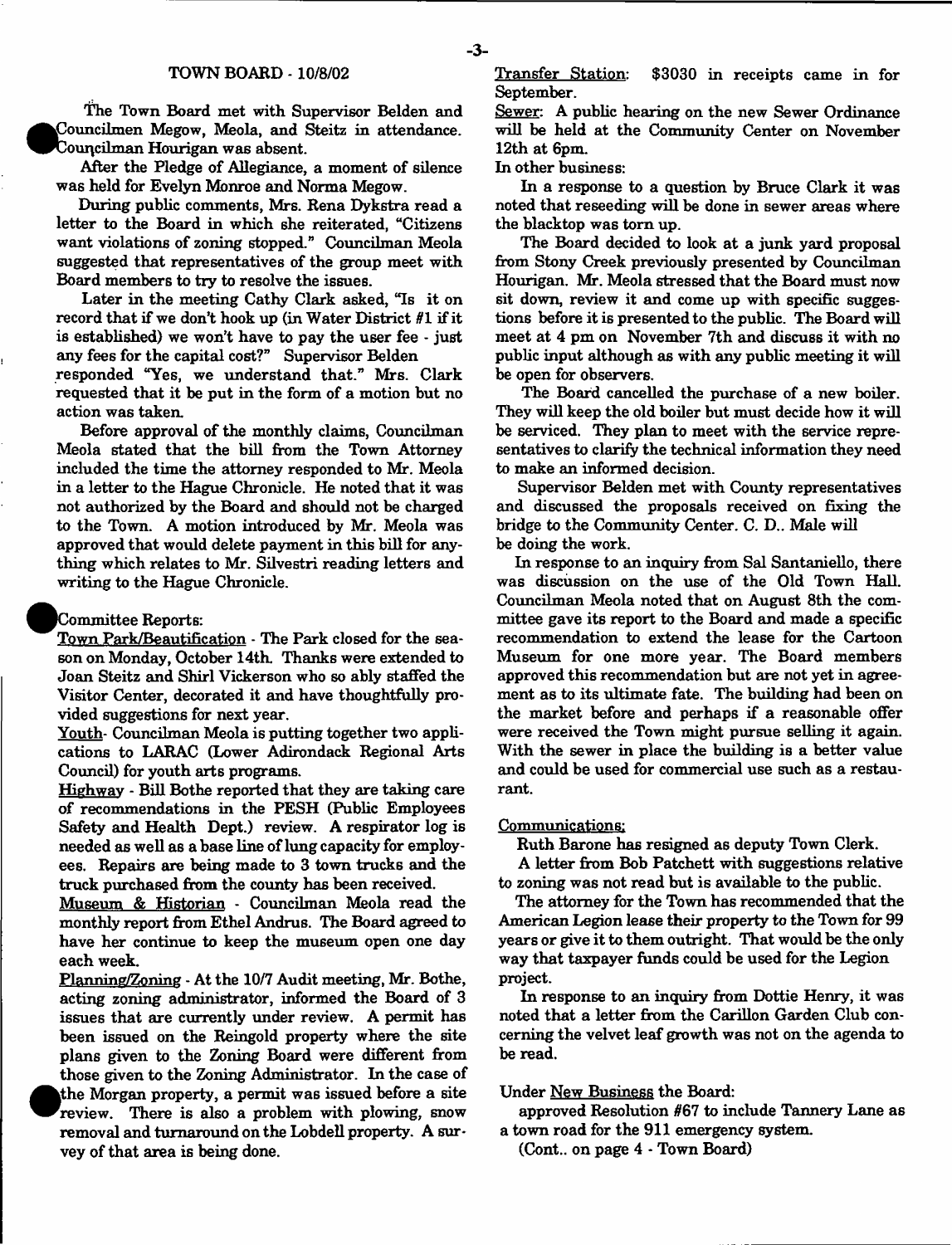## TOWN BOARD - 10/8/02

The Town Board met with Supervisor Belden and Councilmen Megow, Meola, and Steitz in attendance. Councilman Hourigan was absent.

After the Pledge of Allegiance, a moment of silence was held for Evelyn Monroe and Norma Megow.

During public comments, Mrs. Rena Dykstra read a letter to the Board in which she reiterated, "Citizens want violations of zoning stopped." Councilman Meola suggested that representatives of the group meet with Board members to try to resolve the issues.

Later in the meeting Cathy Clark asked, "Is it on record that if we don't hook up (in Water District #1 if it is established) we won't have to pay the user fee - just any fees for the capital cost?" Supervisor Belden responded "Yes, we understand that." Mrs. Clark requested that it be put in the form of a motion but no action was taken.

Before approval of the monthly claims, Councilman Meola stated that the bill from the Town Attorney included the time the attorney responded to Mr. Meola in a letter to the Hague Chronicle. He noted that it was not authorized by the Board and should not be charged to the Town. A motion introduced by Mr. Meola was approved that would delete payment in this bill for anything which relates to Mr. Silvestri reading letters and writing to the Hague Chronicle.

Committee Reports:

Town Park/Beautification - The Park closed for the season on Monday, October 14th. Thanks were extended to Joan Steitz and Shirl Vickerson who so ably staffed the Visitor Center, decorated it and have thoughtfully provided suggestions for next year.

Youth- Councilman Meola is putting together two applications to LARAC (Lower Adirondack Regional Arts Council) for youth arts programs.

Highway - Bill Bothe reported that they are taking care of recommendations in the PESH (Public Employees Safety and Health Dept.) review. A respirator log is needed as well as a base line of lung capacity for employees. Repairs are being made to 3 town trucks and the truck purchased from the county has been received.

Museum & Historian - Councilman Meola read the monthly report from Ethel Andrus. The Board agreed to have her continue to keep the museum open one day each week.

Planning/Zoning - At the 10/7 Audit meeting, Mr. Bothe, acting zoning administrator, informed the Board of 3 issues that are currently under review. A permit has been issued on the Reingold property where the site plans given to the Zoning Board were different from those given to the Zoning Administrator. In the case of the Morgan property, a permit was issued before a site review. There is also a problem with plowing, snow removal and turnaround on the Lobdell property. A survey of that area is being done.

Transfer Station: $3030 in receipts came in for September.

Sewer: A public hearing on the new Sewer Ordinance will be held at the Community Center on November 12th at 6pm.

In other business:

In a response to a question by Bruce Clark it was noted that reseeding will be done in sewer areas where the blacktop was torn up.

The Board decided to look at a junk yard proposal from Stony Creek previously presented by Councilman Hourigan. Mr. Meola stressed that the Board must now sit down, review it and come up with specific suggestions before it is presented to the public. The Board will meet at 4 pm on November 7th and discuss it with no public input although as with any public meeting it will be open for observers.

The Board cancelled the purchase of a new boiler. They will keep the old boiler but must decide how it will be serviced. They plan to meet with the service representatives to clarify the technical information they need to make an informed decision.

Supervisor Belden met with County representatives and discussed the proposals received on fixing the bridge to the Community Center. C. D.. Male will be doing the work.

In response to an inquiry from Sal Santaniello, there was discussion on the use of the Old Town Hall. Councilman Meola noted that on August 8th the committee gave its report to the Board and made a specific recommendation to extend the lease for the Cartoon Museum for one more year. The Board members approved this recommendation but are not yet in agreement as to its ultimate fate. The building had been on the market before and perhaps if a reasonable offer were received the Town might pursue selling it again. With the sewer in place the building is a better value and could be used for commercial use such as a restaurant.

Communications:

Ruth Barone has resigned as deputy Town Clerk.

A letter from Bob Patchett with suggestions relative to zoning was not read but is available to the public.

The attorney for the Town has recommended that the American Legion lease their property to the Town for 99 years or give it to them outright. That would be the only way that taxpayer funds could be used for the Legion project.

In response to an inquiry from Dottie Henry, it was noted that a letter from the Carillon Garden Club concerning the velvet leaf growth was not on the agenda to be read.

Under New Business the Board:

approved Resolution #67 to include Tannery Lane as a town road for the 911 emergency system.

(Cont.. on page 4 - Town Board)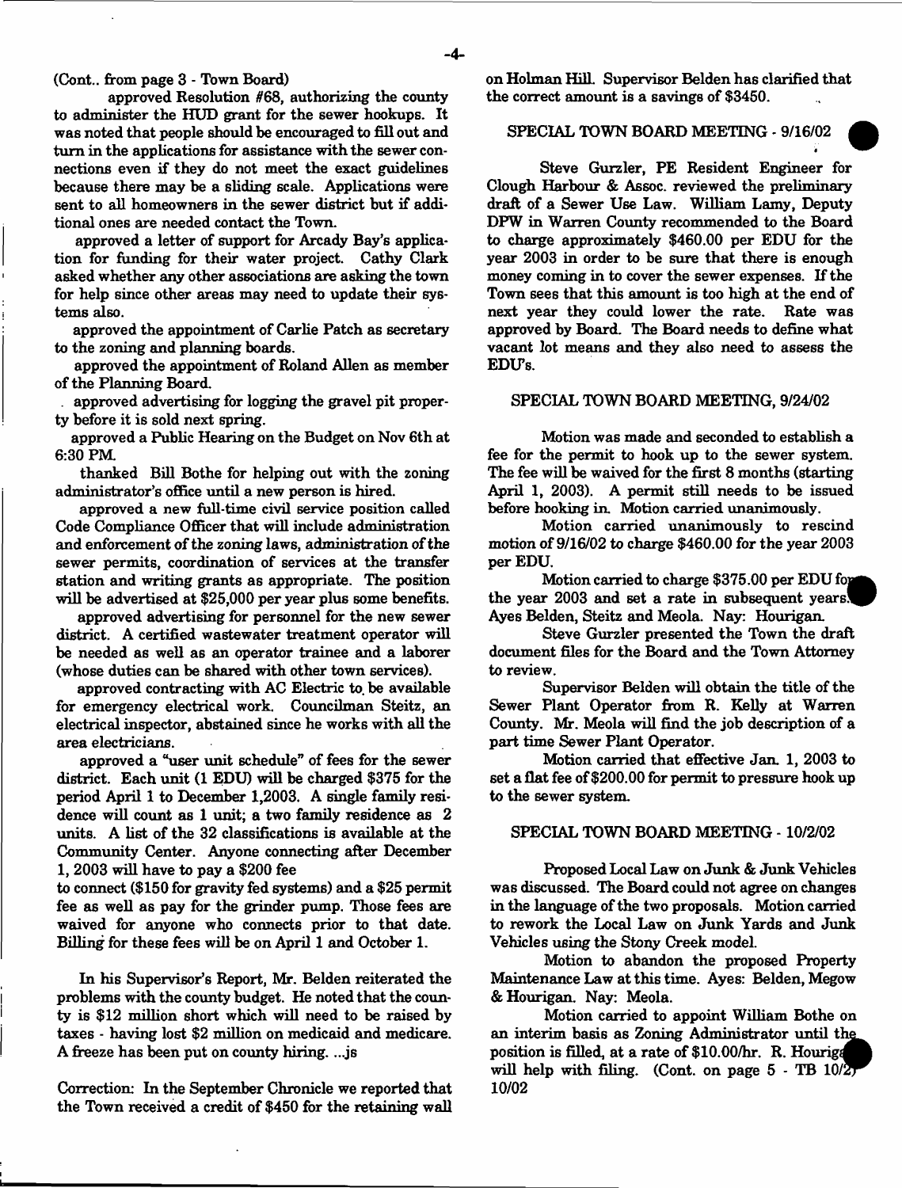(Cont.. from page 3 - Town Board)

approved Resolution #68, authorizing the county to administer the HUD grant for the sewer hookups. It was noted that people should be encouraged to fill out and turn in the applications for assistance with the sewer connections even if they do not meet the exact guidelines because there may be a sliding scale. Applications were sent to all homeowners in the sewer district but if additional ones are needed contact the Town.

approved a letter of support for Arcady Bay's application for funding for their water project. Cathy Clark asked whether any other associations are asking the town for help since other areas may need to update their systems also.

approved the appointment of Carlie Patch as secretary to the zoning and planning boards.

approved the appointment of Roland Allen as member of the Planning Board.

approved advertising for logging the gravel pit property before it is sold next spring.

approved a Public Hearing on the Budget on Nov 6th at 6:30 PM.

thanked Bill Bothe for helping out with the zoning administrator's office until a new person is hired.

approved a new full-time civil service position called Code Compliance Officer that will include administration and enforcement of the zoning laws, administration of the sewer permits, coordination of services at the transfer station and writing grants as appropriate. The position will be advertised at $25,000 per year plus some benefits.

approved advertising for personnel for the new sewer district. A certified wastewater treatment operator will be needed as well as an operator trainee and a laborer (whose duties can be shared with other town services).

approved contracting with AC Electric to be available for emergency electrical work. Councilman Steitz, an electrical inspector, abstained since he works with all the area electricians.

approved a "user unit schedule" of fees for the sewer district. Each unit (1 EDU) will be charged $375 for the period April 1 to December 1,2003. A single family residence will count as 1 unit; a two family residence as 2 units. A list of the 32 classifications is available at the Community Center. Anyone connecting after December 1, 2003 will have to pay a $200 fee to connect ($150 for gravity fed systems) and a $25 permit fee as well as pay for the grinder pump. Those fees are waived for anyone who connects prior to that date. Billing for these fees will be on April 1 and October 1.

In his Supervisor's Report, Mr. Belden reiterated the problems with the county budget. He noted that the county is $12 million short which will need to be raised by taxes - having lost $2 million on medicaid and medicare. A freeze has been put on county hiring. ...js

Correction: In the September Chronicle we reported that the Town received a credit of $450 for the retaining wall on Holman Hill. Supervisor Belden has clarified that the correct amount is a savings of $3450.

## SPECIAL TOWN BOARD MEETING - 9/16/02

Steve Gurzler, PE Resident Engineer for Clough Harbour & Assoc. reviewed the preliminary draft of a Sewer Use Law. William Lamy, Deputy DPW in Warren County recommended to the Board to charge approximately $460.00 per EDU for the year 2003 in order to be sure that there is enough money coming in to cover the sewer expenses. If the Town sees that this amount is too high at the end of next year they could lower the rate. Rate was approved by Board. The Board needs to define what vacant lot means and they also need to assess the EDU's.

## SPECIAL TOWN BOARD MEETING, 9/24/02

Motion was made and seconded to establish a fee for the permit to hook up to the sewer system. The fee will be waived for the first 8 months (starting April 1, 2003). A permit still needs to be issued before hooking in. Motion carried unanimously.

Motion carried unanimously to rescind motion of 9/16/02 to charge $460.00 for the year 2003 per EDU.

Motion carried to charge $375.00 per EDU for the year 2003 and set a rate in subsequent years. Ayes Belden, Steitz and Meola. Nay: Hourigan.

Steve Gurzler presented the Town the draft document files for the Board and the Town Attorney to review.

Supervisor Belden will obtain the title of the Sewer Plant Operator from R. Kelly at Warren County. Mr. Meola will find the job description of a part time Sewer Plant Operator.

Motion carried that effective Jan. 1, 2003 to set a flat fee of $200.00 for permit to pressure hook up to the sewer system.

## SPECIAL TOWN BOARD MEETING - 10/2/02

Proposed Local Law on Junk & Junk Vehicles was discussed. The Board could not agree on changes in the language of the two proposals. Motion carried to rework the Local Law on Junk Yards and Junk Vehicles using the Stony Creek model.

Motion to abandon the proposed Property Maintenance Law at this time. Ayes: Belden, Megow & Hourigan. Nay: Meola.

Motion carried to appoint William Bothe on an interim basis as Zoning Administrator until the position is filled, at a rate of $10.00/hr. R. Hourigan will help with filing. (Cont. on page 5 - TB 10/2) 10/02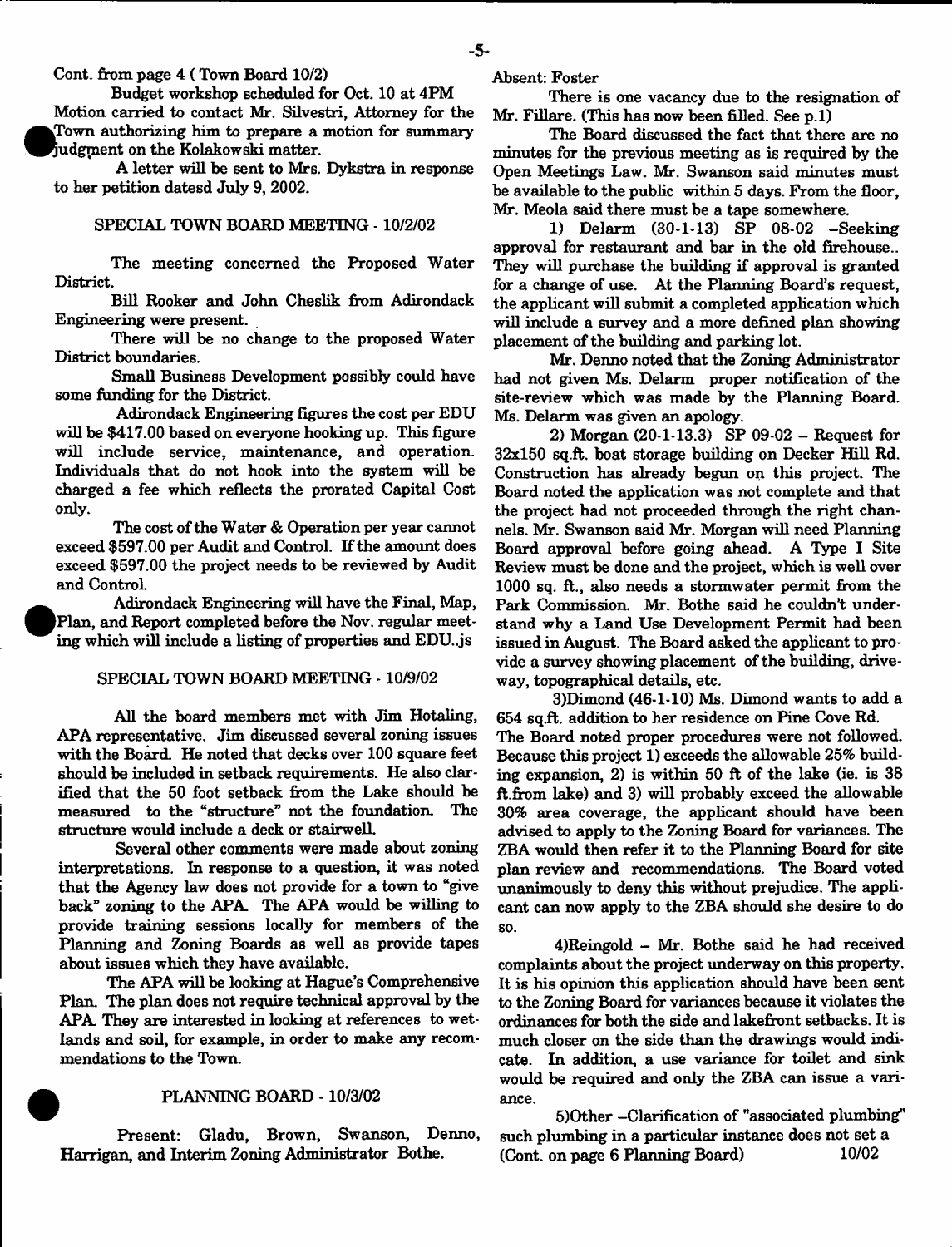Cont. from page 4 ( Town Board 10/2)

Budget workshop scheduled for Oct. 10 at 4PM

Motion carried to contact Mr. Silvestri, Attorney for the Town authorizing him to prepare a motion for summary judgment on the Kolakowski matter.

A letter will be sent to Mrs. Dykstra in response to her petition datesd July 9, 2002.

## SPECIAL TOWN BOARD MEETING - 10/2/02

The meeting concerned the Proposed Water District.

Bill Rooker and John Cheslik from Adirondack Engineering were present.

There will be no change to the proposed Water District boundaries.

Small Business Development possibly could have some funding for the District.

Adirondack Engineering figures the cost per EDU will be $417.00 based on everyone hooking up. This figure will include service, maintenance, and operation. Individuals that do not hook into the system will be charged a fee which reflects the prorated Capital Cost only.

The cost of the Water & Operation per year cannot exceed $597.00 per Audit and Control. If the amount does exceed $597.00 the project needs to be reviewed by Audit and Control.

Adirondack Engineering will have the Final, Map, Plan, and Report completed before the Nov. regular meeting which will include a listing of properties and EDU..js

## SPECIAL TOWN BOARD MEETING - 10/9/02

All the board members met with Jim Hotaling, APA representative. Jim discussed several zoning issues with the Board. He noted that decks over 100 square feet should be included in setback requirements. He also clarified that the 50 foot setback from the Lake should be measured to the "structure" not the foundation. The structure would include a deck or stairwell.

Several other comments were made about zoning interpretations. In response to a question, it was noted that the Agency law does not provide for a town to "give back" zoning to the APA. The APA would be willing to provide training sessions locally for members of the Planning and Zoning Boards as well as provide tapes about issues which they have available.

The APA will be looking at Hague's Comprehensive Plan. The plan does not require technical approval by the APA. They are interested in looking at references to wetlands and soil, for example, in order to make any recommendations to the Town.

## PLANNING BOARD - 10/3/02

Present: Gladu, Brown, Swanson, Denno, Harrigan, and Interim Zoning Administrator Bothe.

Absent: Foster

There is one vacancy due to the resignation of Mr. Fillare. (This has now been filled. See p.1)

The Board discussed the fact that there are no minutes for the previous meeting as is required by the Open Meetings Law. Mr. Swanson said minutes must be available to the public within 5 days. From the floor, Mr. Meola said there must be a tape somewhere.

1) Delarm (30-1-13) SP 08-02 –Seeking approval for restaurant and bar in the old firehouse.. They will purchase the building if approval is granted for a change of use. At the Planning Board's request, the applicant will submit a completed application which will include a survey and a more defined plan showing placement of the building and parking lot.

Mr. Denno noted that the Zoning Administrator had not given Ms. Delarm proper notification of the site-review which was made by the Planning Board. Ms. Delarm was given an apology.

2) Morgan (20-1-13.3) SP 09-02 – Request for 32x150 sq.ft. boat storage building on Decker Hill Rd. Construction has already begun on this project. The Board noted the application was not complete and that the project had not proceeded through the right channels. Mr. Swanson said Mr. Morgan will need Planning Board approval before going ahead. A Type I Site Review must be done and the project, which is well over 1000 sq. ft., also needs a stormwater permit from the Park Commission. Mr. Bothe said he couldn't understand why a Land Use Development Permit had been issued in August. The Board asked the applicant to provide a survey showing placement of the building, driveway, topographical details, etc.

3)Dimond (46-1-10) Ms. Dimond wants to add a 654 sq.ft. addition to her residence on Pine Cove Rd. The Board noted proper procedures were not followed. Because this project 1) exceeds the allowable 25% building expansion, 2) is within 50 ft of the lake (ie. is 38 ft.from lake) and 3) will probably exceed the allowable 30% area coverage, the applicant should have been advised to apply to the Zoning Board for variances. The ZBA would then refer it to the Planning Board for site plan review and recommendations. The Board voted unanimously to deny this without prejudice. The applicant can now apply to the ZBA should she desire to do so.

4)Reingold – Mr. Bothe said he had received complaints about the project underway on this property. It is his opinion this application should have been sent to the Zoning Board for variances because it violates the ordinances for both the side and lakefront setbacks. It is much closer on the side than the drawings would indicate. In addition, a use variance for toilet and sink would be required and only the ZBA can issue a variance.

5)Other –Clarification of "associated plumbing" such plumbing in a particular instance does not set a

(Cont. on page 6 Planning Board)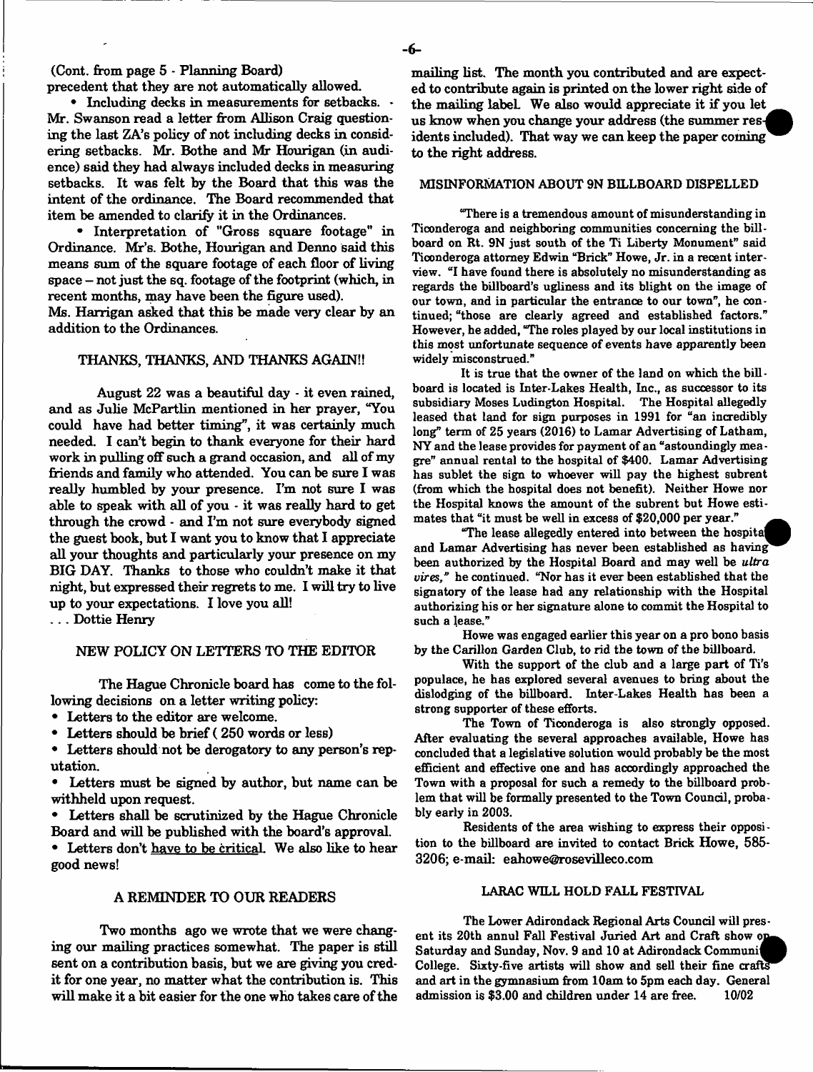(Cont. from page 5 - Planning Board)

precedent that they are not automatically allowed.

• Including decks in measurements for setbacks. - Mr. Swanson read a letter from Allison Craig questioning the last ZA's policy of not including decks in considering setbacks. Mr. Bothe and Mr Hourigan (in audience) said they had always included decks in measuring setbacks. It was felt by the Board that this was the intent of the ordinance. The Board recommended that item be amended to clarify it in the Ordinances.

• Interpretation of "Gross square footage" in Ordinance. Mr's. Bothe, Hourigan and Denno said this means sum of the square footage of each floor of living space – not just the sq. footage of the footprint (which, in recent months, may have been the figure used).

Ms. Harrigan asked that this be made very clear by an addition to the Ordinances.

## THANKS, THANKS, AND THANKS AGAIN!!

August 22 was a beautiful day - it even rained, and as Julie McPartlin mentioned in her prayer, "You could have had better timing", it was certainly much needed. I can't begin to thank everyone for their hard work in pulling off such a grand occasion, and all of my friends and family who attended. You can be sure I was really humbled by your presence. I'm not sure I was able to speak with all of you - it was really hard to get through the crowd - and I'm not sure everybody signed the guest book, but I want you to know that I appreciate all your thoughts and particularly your presence on my BIG DAY. Thanks to those who couldn't make it that night, but expressed their regrets to me. I will try to live up to your expectations. I love you all!

. . . Dottie Henry

## NEW POLICY ON LETTERS TO THE EDITOR

The Hague Chronicle board has come to the following decisions on a letter writing policy:

- Letters to the editor are welcome.
- Letters should be brief ( 250 words or less)
- Letters should not be derogatory to any person's reputation.
- Letters must be signed by author, but name can be withheld upon request.
- Letters shall be scrutinized by the Hague Chronicle Board and will be published with the board's approval.
- Letters don't have to be critical. We also like to hear good news!

## A REMINDER TO OUR READERS

Two months ago we wrote that we were changing our mailing practices somewhat. The paper is still sent on a contribution basis, but we are giving you credit for one year, no matter what the contribution is. This will make it a bit easier for the one who takes care of the mailing list. The month you contributed and are expected to contribute again is printed on the lower right side of the mailing label. We also would appreciate it if you let us know when you change your address (the summer residents included). That way we can keep the paper coming to the right address.

## MISINFORMATION ABOUT 9N BILLBOARD DISPELLED

"There is a tremendous amount of misunderstanding in Ticonderoga and neighboring communities concerning the billboard on Rt. 9N just south of the Ti Liberty Monument" said Ticonderoga attorney Edwin "Brick" Howe, Jr. in a recent interview. "I have found there is absolutely no misunderstanding as regards the billboard's ugliness and its blight on the image of our town, and in particular the entrance to our town", he continued; "those are clearly agreed and established factors." However, he added, "The roles played by our local institutions in this most unfortunate sequence of events have apparently been widely misconstrued."

It is true that the owner of the land on which the billboard is located is Inter-Lakes Health, Inc., as successor to its subsidiary Moses Ludington Hospital. The Hospital allegedly leased that land for sign purposes in 1991 for "an incredibly long" term of 25 years (2016) to Lamar Advertising of Latham, NY and the lease provides for payment of an "astoundingly meagre" annual rental to the hospital of $400. Lamar Advertising has sublet the sign to whoever will pay the highest subrent (from which the hospital does not benefit). Neither Howe nor the Hospital knows the amount of the subrent but Howe estimates that "it must be well in excess of $20,000 per year."

"The lease allegedly entered into between the hospital and Lamar Advertising has never been established as having been authorized by the Hospital Board and may well be *ultra vires,*" he continued. "Nor has it ever been established that the signatory of the lease had any relationship with the Hospital authorizing his or her signature alone to commit the Hospital to such a lease."

Howe was engaged earlier this year on a pro bono basis by the Carillon Garden Club, to rid the town of the billboard.

With the support of the club and a large part of Ti's populace, he has explored several avenues to bring about the dislodging of the billboard. Inter-Lakes Health has been a strong supporter of these efforts.

The Town of Ticonderoga is also strongly opposed. After evaluating the several approaches available, Howe has concluded that a legislative solution would probably be the most efficient and effective one and has accordingly approached the Town with a proposal for such a remedy to the billboard problem that will be formally presented to the Town Council, probably early in 2003.

Residents of the area wishing to express their opposition to the billboard are invited to contact Brick Howe, 585-3206; e-mail: eahowe@rosevilleco.com

## LARAC WILL HOLD FALL FESTIVAL

The Lower Adirondack Regional Arts Council will present its 20th annul Fall Festival Juried Art and Craft show on Saturday and Sunday, Nov. 9 and 10 at Adirondack Community College. Sixty-five artists will show and sell their fine crafts and art in the gymnasium from 10am to 5pm each day. General admission is $3.00 and children under 14 are free. 10/02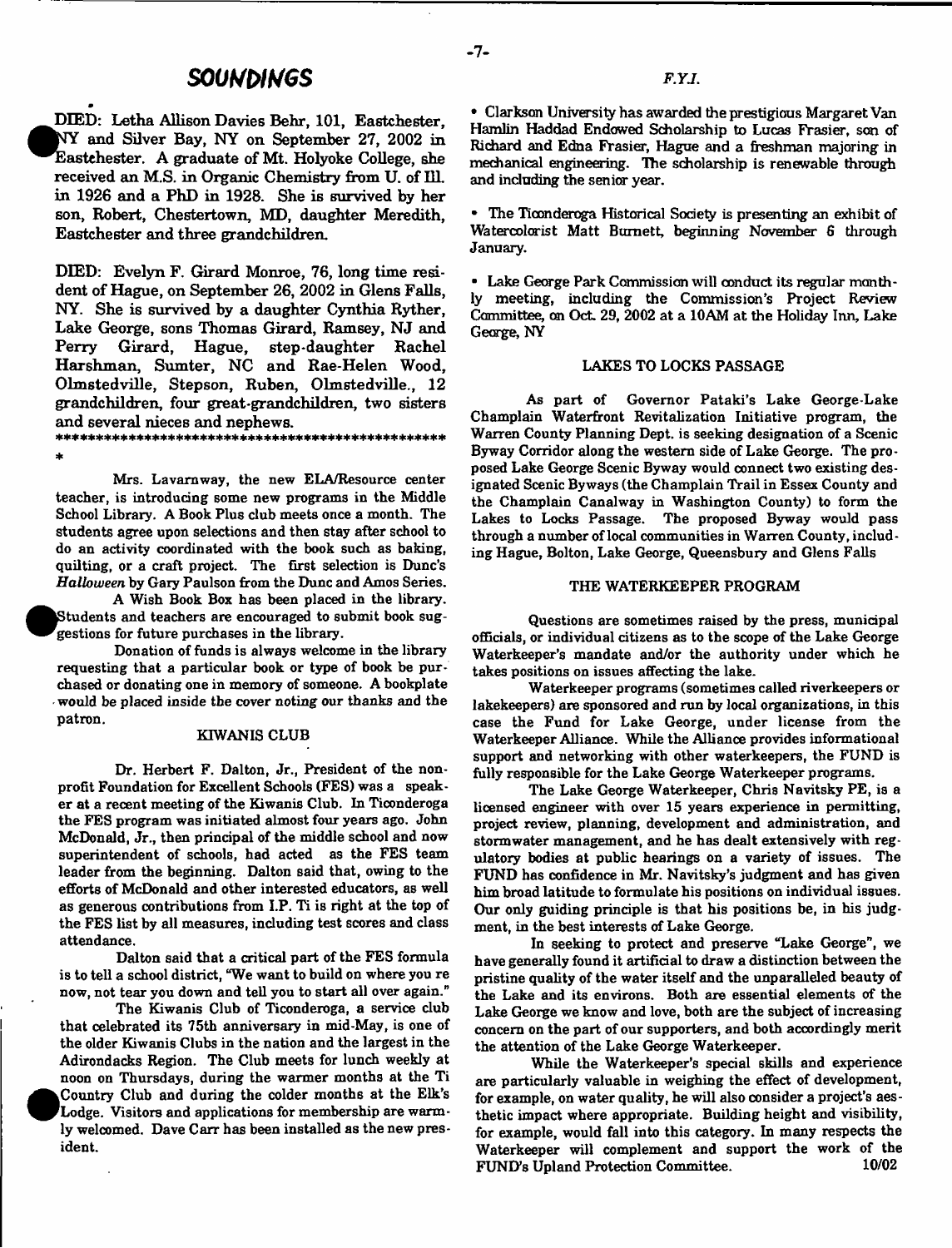## SOUNDINGS

DIED: Letha Allison Davies Behr, 101, Eastchester, NY and Silver Bay, NY on September 27, 2002 in Eastchester. A graduate of Mt. Holyoke College, she received an M.S. in Organic Chemistry from U. of Ill. in 1926 and a PhD in 1928. She is survived by her son, Robert, Chestertown, MD, daughter Meredith, Eastchester and three grandchildren.

DIED: Evelyn F. Girard Monroe, 76, long time resident of Hague, on September 26, 2002 in Glens Falls, NY. She is survived by a daughter Cynthia Ryther, Lake George, sons Thomas Girard, Ramsey, NJ and Perry Girard, Hague, step-daughter Rachel Harshman, Sumter, NC and Rae-Helen Wood, Olmstedville, Stepson, Ruben, Olmstedville., 12 grandchildren, four great-grandchildren, two sisters and several nieces and nephews.

*****************************************************

Mrs. Lavarnway, the new ELA/Resource center teacher, is introducing some new programs in the Middle School Library. A Book Plus club meets once a month. The students agree upon selections and then stay after school to do an activity coordinated with the book such as baking, quilting, or a craft project. The first selection is Dunc's *Halloween* by Gary Paulson from the Dunc and Amos Series.

A Wish Book Box has been placed in the library. Students and teachers are encouraged to submit book suggestions for future purchases in the library.

Donation of funds is always welcome in the library requesting that a particular book or type of book be purchased or donating one in memory of someone. A bookplate would be placed inside the cover noting our thanks and the patron.

### KIWANIS CLUB

Dr. Herbert F. Dalton, Jr., President of the nonprofit Foundation for Excellent Schools (FES) was a speaker at a recent meeting of the Kiwanis Club. In Ticonderoga the FES program was initiated almost four years ago. John McDonald, Jr., then principal of the middle school and now superintendent of schools, had acted as the FES team leader from the beginning. Dalton said that, owing to the efforts of McDonald and other interested educators, as well as generous contributions from I.P. Ti is right at the top of the FES list by all measures, including test scores and class attendance.

Dalton said that a critical part of the FES formula is to tell a school district, "We want to build on where you re now, not tear you down and tell you to start all over again."

The Kiwanis Club of Ticonderoga, a service club that celebrated its 75th anniversary in mid-May, is one of the older Kiwanis Clubs in the nation and the largest in the Adirondacks Region. The Club meets for lunch weekly at noon on Thursdays, during the warmer months at the Ti Country Club and during the colder months at the Elk's Lodge. Visitors and applications for membership are warmly welcomed. Dave Carr has been installed as the new president.

## F.Y.I.

- Clarkson University has awarded the prestigious Margaret Van Hamlin Haddad Endowed Scholarship to Lucas Frasier, son of Richard and Edna Frasier, Hague and a freshman majoring in mechanical engineering. The scholarship is renewable through and including the senior year.

- The Ticonderoga Historical Society is presenting an exhibit of Watercolorist Matt Burnett, beginning November 6 through January.

- Lake George Park Commission will conduct its regular monthly meeting, including the Commission's Project Review Committee, on Oct. 29, 2002 at a 10AM at the Holiday Inn, Lake George, NY

### LAKES TO LOCKS PASSAGE

As part of Governor Pataki's Lake George-Lake Champlain Waterfront Revitalization Initiative program, the Warren County Planning Dept. is seeking designation of a Scenic Byway Corridor along the western side of Lake George. The proposed Lake George Scenic Byway would connect two existing designated Scenic Byways (the Champlain Trail in Essex County and the Champlain Canalway in Washington County) to form the Lakes to Locks Passage. The proposed Byway would pass through a number of local communities in Warren County, including Hague, Bolton, Lake George, Queensbury and Glens Falls

### THE WATERKEEPER PROGRAM

Questions are sometimes raised by the press, municipal officials, or individual citizens as to the scope of the Lake George Waterkeeper's mandate and/or the authority under which he takes positions on issues affecting the lake.

Waterkeeper programs (sometimes called riverkeepers or lakekeepers) are sponsored and run by local organizations, in this case the Fund for Lake George, under license from the Waterkeeper Alliance. While the Alliance provides informational support and networking with other waterkeepers, the FUND is fully responsible for the Lake George Waterkeeper programs.

The Lake George Waterkeeper, Chris Navitsky PE, is a licensed engineer with over 15 years experience in permitting, project review, planning, development and administration, and stormwater management, and he has dealt extensively with regulatory bodies at public hearings on a variety of issues. The FUND has confidence in Mr. Navitsky's judgment and has given him broad latitude to formulate his positions on individual issues. Our only guiding principle is that his positions be, in his judgment, in the best interests of Lake George.

In seeking to protect and preserve "Lake George", we have generally found it artificial to draw a distinction between the pristine quality of the water itself and the unparalleled beauty of the Lake and its environs. Both are essential elements of the Lake George we know and love, both are the subject of increasing concern on the part of our supporters, and both accordingly merit the attention of the Lake George Waterkeeper.

While the Waterkeeper's special skills and experience are particularly valuable in weighing the effect of development, for example, on water quality, he will also consider a project's aesthetic impact where appropriate. Building height and visibility, for example, would fall into this category. In many respects the Waterkeeper will complement and support the work of the FUND's Upland Protection Committee. 10/02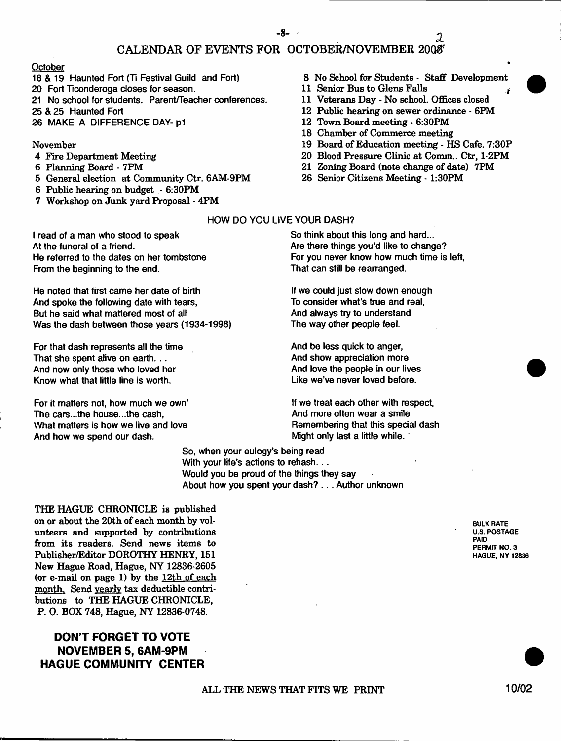# CALENDAR OF EVENTS FOR OCTOBER/NOVEMBER 2002

October

18 & 19 Haunted Fort (Ti Festival Guild and Fort)
20 Fort Ticonderoga closes for season.
21 No school for students. Parent/Teacher conferences.
25 & 25 Haunted Fort
26 MAKE A DIFFERENCE DAY- p1

November

4 Fire Department Meeting
6 Planning Board - 7PM
5 General election at Community Ctr. 6AM-9PM
6 Public hearing on budget - 6:30PM
7 Workshop on Junk yard Proposal - 4PM
8 No School for Students - Staff Development
11 Senior Bus to Glens Falls
11 Veterans Day - No school. Offices closed
12 Public hearing on sewer ordinance - 6PM
12 Town Board meeting - 6:30PM
18 Chamber of Commerce meeting
19 Board of Education meeting - HS Cafe. 7:30P
20 Blood Pressure Clinic at Comm.. Ctr, 1-2PM
21 Zoning Board (note change of date) 7PM
26 Senior Citizens Meeting - 1:30PM

## HOW DO YOU LIVE YOUR DASH?

I read of a man who stood to speak
At the funeral of a friend.
He referred to the dates on her tombstone
From the beginning to the end.

He noted that first came her date of birth
And spoke the following date with tears,
But he said what mattered most of all
Was the dash between those years (1934-1998)

For that dash represents all the time
That she spent alive on earth. . .
And now only those who loved her
Know what that little line is worth.

For it matters not, how much we own'
The cars...the house...the cash,
What matters is how we live and love
And how we spend our dash.

So think about this long and hard...
Are there things you'd like to change?
For you never know how much time is left,
That can still be rearranged.

If we could just slow down enough
To consider what's true and real,
And always try to understand
The way other people feel.

And be less quick to anger,
And show appreciation more
And love the people in our lives
Like we've never loved before.

If we treat each other with respect,
And more often wear a smile
Remembering that this special dash
Might only last a little while.

So, when your eulogy's being read
With your life's actions to rehash. . .
Would you be proud of the things they say
About how you spent your dash? . . . Author unknown

THE HAGUE CHRONICLE is published on or about the 20th of each month by volunteers and supported by contributions from its readers. Send news items to Publisher/Editor DOROTHY HENRY, 151 New Hague Road, Hague, NY 12836-2605 (or e-mail on page 1) by the 12th of each month. Send yearly tax deductible contributions to THE HAGUE CHRONICLE, P. O. BOX 748, Hague, NY 12836-0748.

BULK RATE
U.S. POSTAGE
PAID
PERMIT NO. 3
HAGUE, NY 12836

**DON'T FORGET TO VOTE**
**NOVEMBER 5, 6AM-9PM**
**HAGUE COMMUNITY CENTER**

ALL THE NEWS THAT FITS WE PRINT

10/02